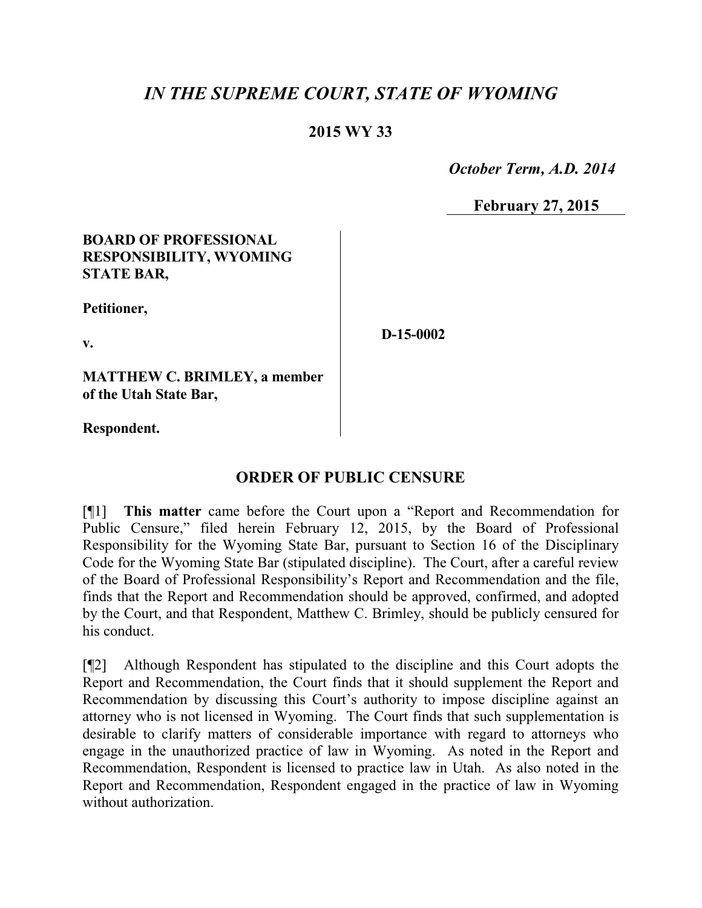# *IN THE SUPREME COURT, STATE OF WYOMING*

**2015 WY 33**

*October Term, A.D. 2014*

**February 27, 2015**

**BOARD OF PROFESSIONAL RESPONSIBILITY, WYOMING STATE BAR,**

**Petitioner,**

**v.**

**MATTHEW C. BRIMLEY, a member of the Utah State Bar,**

**Respondent.**

**D-15-0002**

## ORDER OF PUBLIC CENSURE

[¶1] **This matter** came before the Court upon a "Report and Recommendation for Public Censure," filed herein February 12, 2015, by the Board of Professional Responsibility for the Wyoming State Bar, pursuant to Section 16 of the Disciplinary Code for the Wyoming State Bar (stipulated discipline). The Court, after a careful review of the Board of Professional Responsibility's Report and Recommendation and the file, finds that the Report and Recommendation should be approved, confirmed, and adopted by the Court, and that Respondent, Matthew C. Brimley, should be publicly censured for his conduct.

[¶2] Although Respondent has stipulated to the discipline and this Court adopts the Report and Recommendation, the Court finds that it should supplement the Report and Recommendation by discussing this Court's authority to impose discipline against an attorney who is not licensed in Wyoming. The Court finds that such supplementation is desirable to clarify matters of considerable importance with regard to attorneys who engage in the unauthorized practice of law in Wyoming. As noted in the Report and Recommendation, Respondent is licensed to practice law in Utah. As also noted in the Report and Recommendation, Respondent engaged in the practice of law in Wyoming without authorization.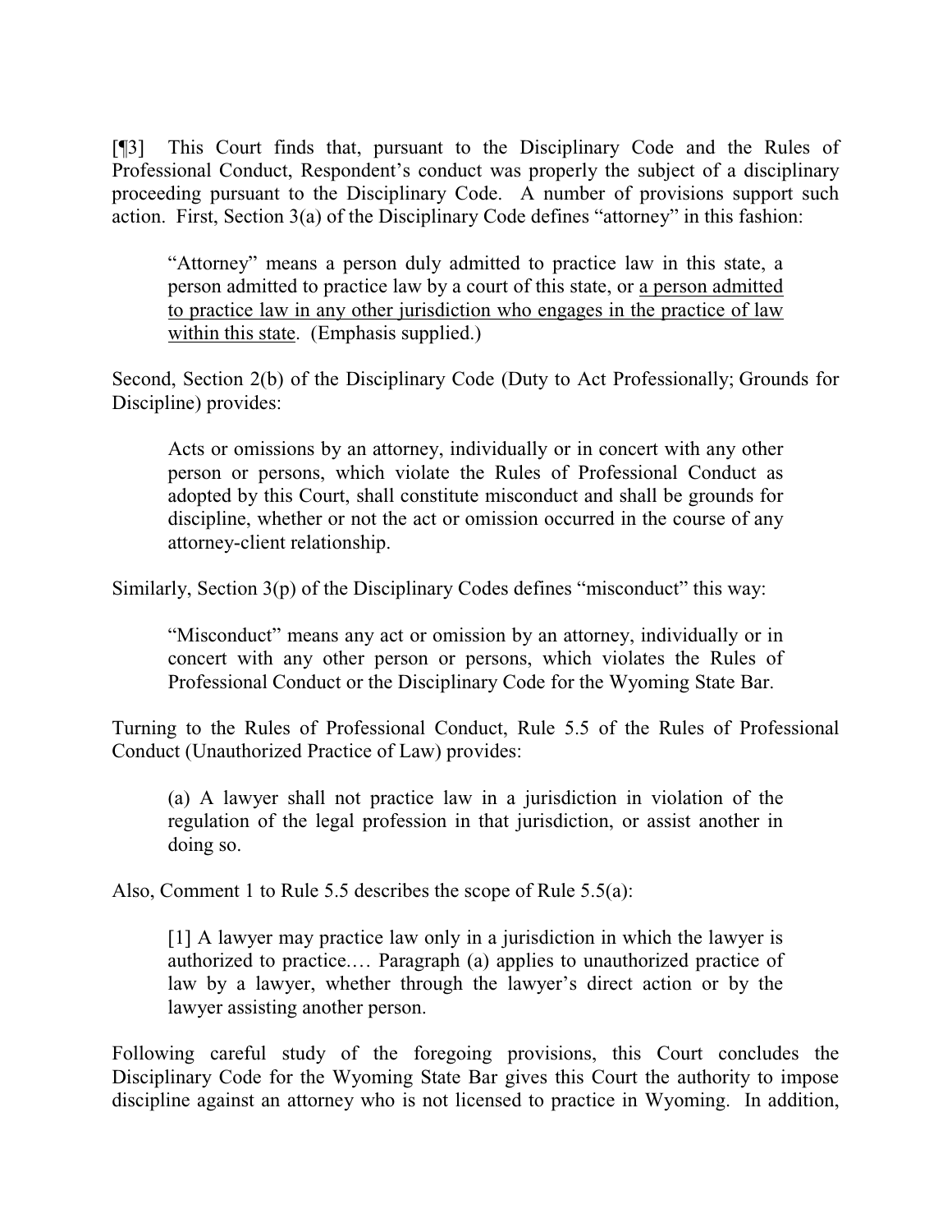[¶3] This Court finds that, pursuant to the Disciplinary Code and the Rules of Professional Conduct, Respondent's conduct was properly the subject of a disciplinary proceeding pursuant to the Disciplinary Code. A number of provisions support such action. First, Section 3(a) of the Disciplinary Code defines "attorney" in this fashion:

> "Attorney" means a person duly admitted to practice law in this state, a person admitted to practice law by a court of this state, or <u>a person admitted to practice law in any other jurisdiction who engages in the practice of law within this state</u>. (Emphasis supplied.)

Second, Section 2(b) of the Disciplinary Code (Duty to Act Professionally; Grounds for Discipline) provides:

> Acts or omissions by an attorney, individually or in concert with any other person or persons, which violate the Rules of Professional Conduct as adopted by this Court, shall constitute misconduct and shall be grounds for discipline, whether or not the act or omission occurred in the course of any attorney-client relationship.

Similarly, Section 3(p) of the Disciplinary Codes defines "misconduct" this way:

> "Misconduct" means any act or omission by an attorney, individually or in concert with any other person or persons, which violates the Rules of Professional Conduct or the Disciplinary Code for the Wyoming State Bar.

Turning to the Rules of Professional Conduct, Rule 5.5 of the Rules of Professional Conduct (Unauthorized Practice of Law) provides:

> (a) A lawyer shall not practice law in a jurisdiction in violation of the regulation of the legal profession in that jurisdiction, or assist another in doing so.

Also, Comment 1 to Rule 5.5 describes the scope of Rule 5.5(a):

> [1] A lawyer may practice law only in a jurisdiction in which the lawyer is authorized to practice.… Paragraph (a) applies to unauthorized practice of law by a lawyer, whether through the lawyer's direct action or by the lawyer assisting another person.

Following careful study of the foregoing provisions, this Court concludes the Disciplinary Code for the Wyoming State Bar gives this Court the authority to impose discipline against an attorney who is not licensed to practice in Wyoming. In addition,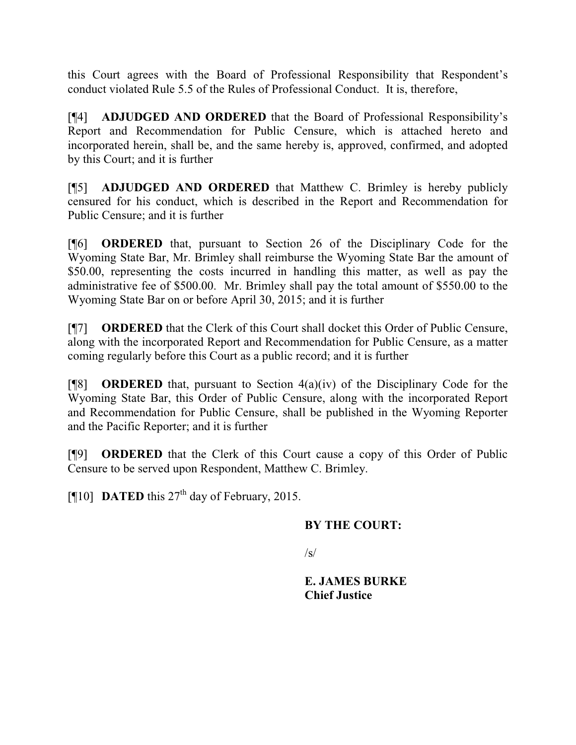this Court agrees with the Board of Professional Responsibility that Respondent's conduct violated Rule 5.5 of the Rules of Professional Conduct. It is, therefore,

[¶4] **ADJUDGED AND ORDERED** that the Board of Professional Responsibility's Report and Recommendation for Public Censure, which is attached hereto and incorporated herein, shall be, and the same hereby is, approved, confirmed, and adopted by this Court; and it is further

[¶5] **ADJUDGED AND ORDERED** that Matthew C. Brimley is hereby publicly censured for his conduct, which is described in the Report and Recommendation for Public Censure; and it is further

[¶6] **ORDERED** that, pursuant to Section 26 of the Disciplinary Code for the Wyoming State Bar, Mr. Brimley shall reimburse the Wyoming State Bar the amount of $50.00, representing the costs incurred in handling this matter, as well as pay the administrative fee of $500.00. Mr. Brimley shall pay the total amount of $550.00 to the Wyoming State Bar on or before April 30, 2015; and it is further

[¶7] **ORDERED** that the Clerk of this Court shall docket this Order of Public Censure, along with the incorporated Report and Recommendation for Public Censure, as a matter coming regularly before this Court as a public record; and it is further

[¶8] **ORDERED** that, pursuant to Section 4(a)(iv) of the Disciplinary Code for the Wyoming State Bar, this Order of Public Censure, along with the incorporated Report and Recommendation for Public Censure, shall be published in the Wyoming Reporter and the Pacific Reporter; and it is further

[¶9] **ORDERED** that the Clerk of this Court cause a copy of this Order of Public Censure to be served upon Respondent, Matthew C. Brimley.

[¶10] **DATED** this 27th day of February, 2015.

**BY THE COURT:**

/s/

**E. JAMES BURKE**
**Chief Justice**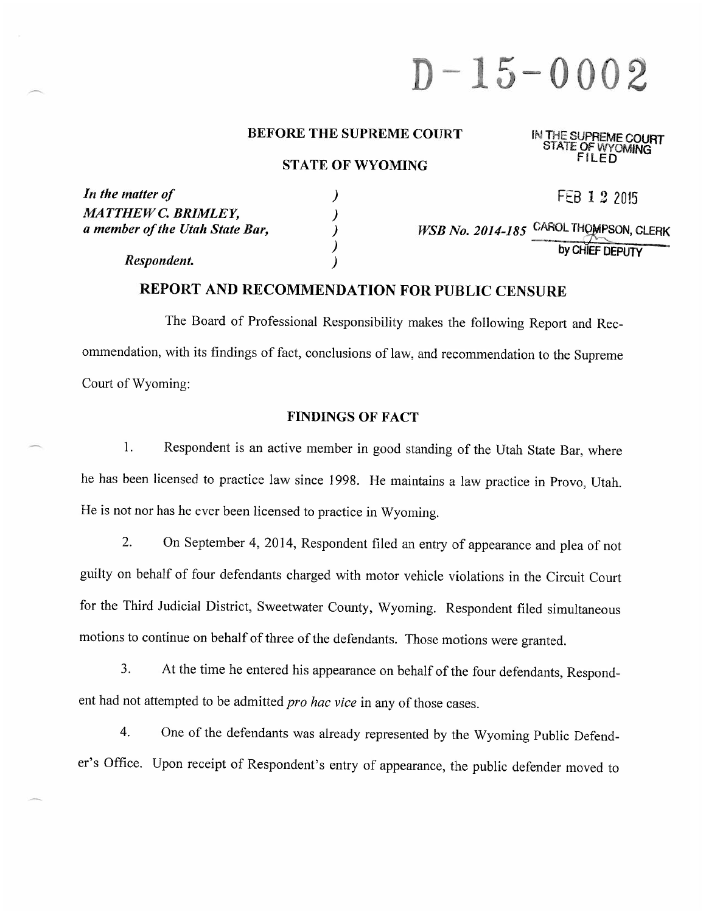# D-15-0002

**BEFORE THE SUPREME COURT**

**STATE OF WYOMING**

IN THE SUPREME COURT
STATE OF WYOMING
FILED

FEB 12 2015

CAROL THOMPSON, CLERK
by CHIEF DEPUTY

*In the matter of*
***MATTHEW C. BRIMLEY,***
***a member of the Utah State Bar,***

*Respondent.*

*WSB No. 2014-185*

## REPORT AND RECOMMENDATION FOR PUBLIC CENSURE

The Board of Professional Responsibility makes the following Report and Recommendation, with its findings of fact, conclusions of law, and recommendation to the Supreme Court of Wyoming:

### FINDINGS OF FACT

1. Respondent is an active member in good standing of the Utah State Bar, where he has been licensed to practice law since 1998. He maintains a law practice in Provo, Utah. He is not nor has he ever been licensed to practice in Wyoming.

2. On September 4, 2014, Respondent filed an entry of appearance and plea of not guilty on behalf of four defendants charged with motor vehicle violations in the Circuit Court for the Third Judicial District, Sweetwater County, Wyoming. Respondent filed simultaneous motions to continue on behalf of three of the defendants. Those motions were granted.

3. At the time he entered his appearance on behalf of the four defendants, Respondent had not attempted to be admitted *pro hac vice* in any of those cases.

4. One of the defendants was already represented by the Wyoming Public Defender's Office. Upon receipt of Respondent's entry of appearance, the public defender moved to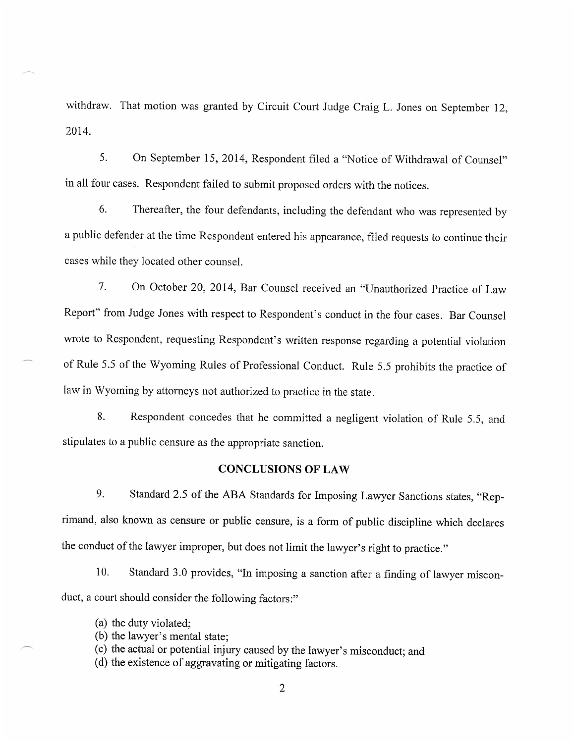withdraw. That motion was granted by Circuit Court Judge Craig L. Jones on September 12, 2014.

5. On September 15, 2014, Respondent filed a "Notice of Withdrawal of Counsel" in all four cases. Respondent failed to submit proposed orders with the notices.

6. Thereafter, the four defendants, including the defendant who was represented by a public defender at the time Respondent entered his appearance, filed requests to continue their cases while they located other counsel.

7. On October 20, 2014, Bar Counsel received an "Unauthorized Practice of Law Report" from Judge Jones with respect to Respondent's conduct in the four cases. Bar Counsel wrote to Respondent, requesting Respondent's written response regarding a potential violation of Rule 5.5 of the Wyoming Rules of Professional Conduct. Rule 5.5 prohibits the practice of law in Wyoming by attorneys not authorized to practice in the state.

8. Respondent concedes that he committed a negligent violation of Rule 5.5, and stipulates to a public censure as the appropriate sanction.

## CONCLUSIONS OF LAW

9. Standard 2.5 of the ABA Standards for Imposing Lawyer Sanctions states, "Reprimand, also known as censure or public censure, is a form of public discipline which declares the conduct of the lawyer improper, but does not limit the lawyer's right to practice."

10. Standard 3.0 provides, "In imposing a sanction after a finding of lawyer misconduct, a court should consider the following factors:"

(a) the duty violated;
(b) the lawyer's mental state;
(c) the actual or potential injury caused by the lawyer's misconduct; and
(d) the existence of aggravating or mitigating factors.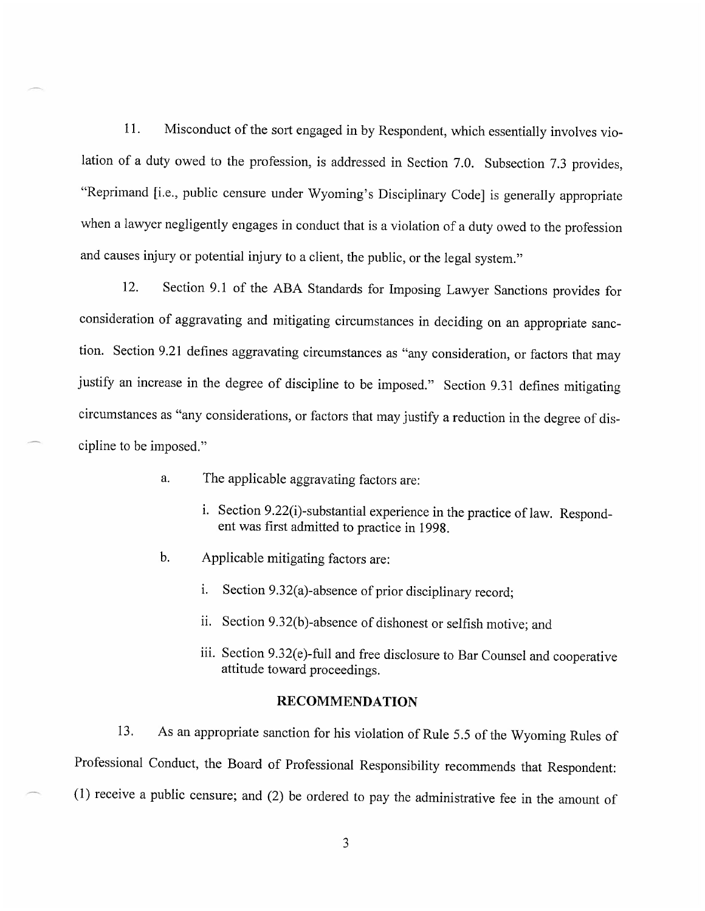11. Misconduct of the sort engaged in by Respondent, which essentially involves violation of a duty owed to the profession, is addressed in Section 7.0. Subsection 7.3 provides, "Reprimand [i.e., public censure under Wyoming's Disciplinary Code] is generally appropriate when a lawyer negligently engages in conduct that is a violation of a duty owed to the profession and causes injury or potential injury to a client, the public, or the legal system."

12. Section 9.1 of the ABA Standards for Imposing Lawyer Sanctions provides for consideration of aggravating and mitigating circumstances in deciding on an appropriate sanction. Section 9.21 defines aggravating circumstances as "any consideration, or factors that may justify an increase in the degree of discipline to be imposed." Section 9.31 defines mitigating circumstances as "any considerations, or factors that may justify a reduction in the degree of discipline to be imposed."

a. The applicable aggravating factors are:

   i. Section 9.22(i)-substantial experience in the practice of law. Respondent was first admitted to practice in 1998.

b. Applicable mitigating factors are:

   i. Section 9.32(a)-absence of prior disciplinary record;

   ii. Section 9.32(b)-absence of dishonest or selfish motive; and

   iii. Section 9.32(e)-full and free disclosure to Bar Counsel and cooperative attitude toward proceedings.

## RECOMMENDATION

13. As an appropriate sanction for his violation of Rule 5.5 of the Wyoming Rules of Professional Conduct, the Board of Professional Responsibility recommends that Respondent: (1) receive a public censure; and (2) be ordered to pay the administrative fee in the amount of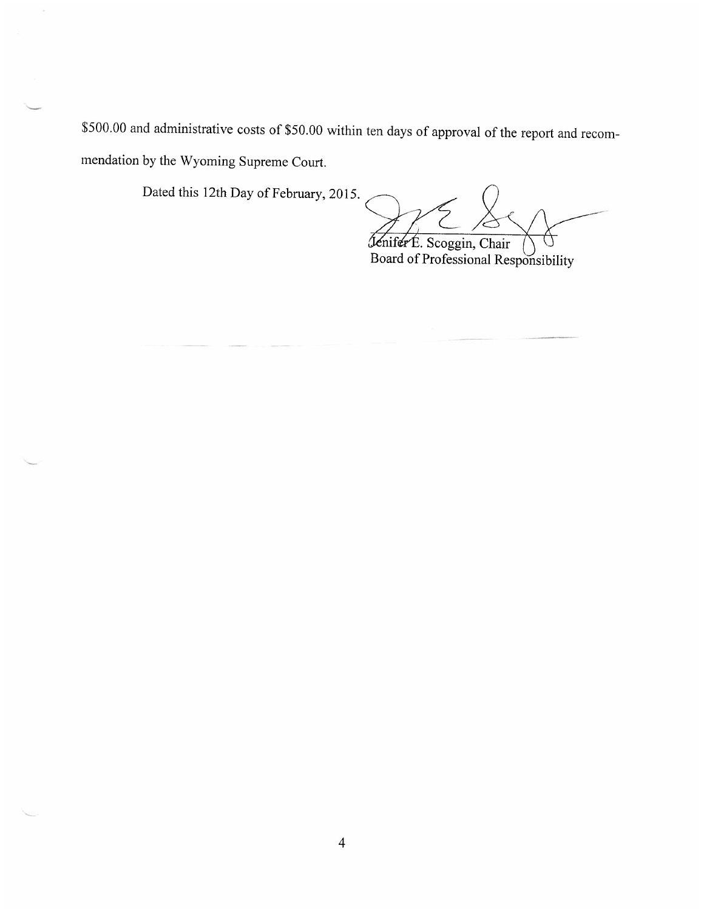$500.00 and administrative costs of $50.00 within ten days of approval of the report and recommendation by the Wyoming Supreme Court.

Dated this 12th Day of February, 2015.

Jenifer E. Scoggin, Chair
Board of Professional Responsibility